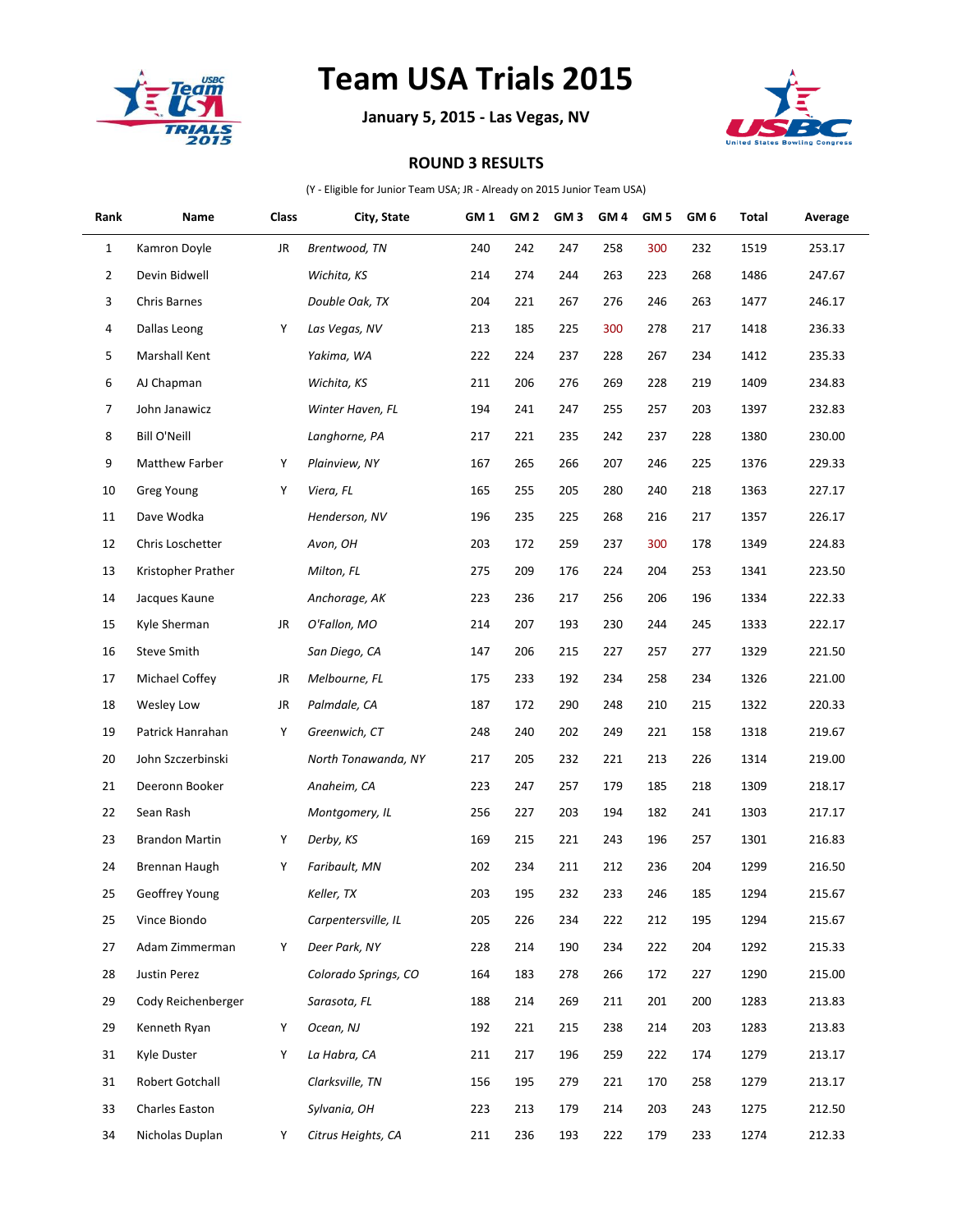# Team USA Trials 2015

**January 5, 2015 - Las Vegas, NV**

## ROUND 3 RESULTS

(Y - Eligible for Junior Team USA; JR - Already on 2015 Junior Team USA)

| Rank | Name | Class | City, State | GM 1 | GM 2 | GM 3 | GM 4 | GM 5 | GM 6 | Total | Average |
|---|---|---|---|---|---|---|---|---|---|---|---|
| 1 | Kamron Doyle | JR | *Brentwood, TN* | 240 | 242 | 247 | 258 | 300 | 232 | 1519 | 253.17 |
| 2 | Devin Bidwell | | *Wichita, KS* | 214 | 274 | 244 | 263 | 223 | 268 | 1486 | 247.67 |
| 3 | Chris Barnes | | *Double Oak, TX* | 204 | 221 | 267 | 276 | 246 | 263 | 1477 | 246.17 |
| 4 | Dallas Leong | Y | *Las Vegas, NV* | 213 | 185 | 225 | 300 | 278 | 217 | 1418 | 236.33 |
| 5 | Marshall Kent | | *Yakima, WA* | 222 | 224 | 237 | 228 | 267 | 234 | 1412 | 235.33 |
| 6 | AJ Chapman | | *Wichita, KS* | 211 | 206 | 276 | 269 | 228 | 219 | 1409 | 234.83 |
| 7 | John Janawicz | | *Winter Haven, FL* | 194 | 241 | 247 | 255 | 257 | 203 | 1397 | 232.83 |
| 8 | Bill O'Neill | | *Langhorne, PA* | 217 | 221 | 235 | 242 | 237 | 228 | 1380 | 230.00 |
| 9 | Matthew Farber | Y | *Plainview, NY* | 167 | 265 | 266 | 207 | 246 | 225 | 1376 | 229.33 |
| 10 | Greg Young | Y | *Viera, FL* | 165 | 255 | 205 | 280 | 240 | 218 | 1363 | 227.17 |
| 11 | Dave Wodka | | *Henderson, NV* | 196 | 235 | 225 | 268 | 216 | 217 | 1357 | 226.17 |
| 12 | Chris Loschetter | | *Avon, OH* | 203 | 172 | 259 | 237 | 300 | 178 | 1349 | 224.83 |
| 13 | Kristopher Prather | | *Milton, FL* | 275 | 209 | 176 | 224 | 204 | 253 | 1341 | 223.50 |
| 14 | Jacques Kaune | | *Anchorage, AK* | 223 | 236 | 217 | 256 | 206 | 196 | 1334 | 222.33 |
| 15 | Kyle Sherman | JR | *O'Fallon, MO* | 214 | 207 | 193 | 230 | 244 | 245 | 1333 | 222.17 |
| 16 | Steve Smith | | *San Diego, CA* | 147 | 206 | 215 | 227 | 257 | 277 | 1329 | 221.50 |
| 17 | Michael Coffey | JR | *Melbourne, FL* | 175 | 233 | 192 | 234 | 258 | 234 | 1326 | 221.00 |
| 18 | Wesley Low | JR | *Palmdale, CA* | 187 | 172 | 290 | 248 | 210 | 215 | 1322 | 220.33 |
| 19 | Patrick Hanrahan | Y | *Greenwich, CT* | 248 | 240 | 202 | 249 | 221 | 158 | 1318 | 219.67 |
| 20 | John Szczerbinski | | *North Tonawanda, NY* | 217 | 205 | 232 | 221 | 213 | 226 | 1314 | 219.00 |
| 21 | Deeronn Booker | | *Anaheim, CA* | 223 | 247 | 257 | 179 | 185 | 218 | 1309 | 218.17 |
| 22 | Sean Rash | | *Montgomery, IL* | 256 | 227 | 203 | 194 | 182 | 241 | 1303 | 217.17 |
| 23 | Brandon Martin | Y | *Derby, KS* | 169 | 215 | 221 | 243 | 196 | 257 | 1301 | 216.83 |
| 24 | Brennan Haugh | Y | *Faribault, MN* | 202 | 234 | 211 | 212 | 236 | 204 | 1299 | 216.50 |
| 25 | Geoffrey Young | | *Keller, TX* | 203 | 195 | 232 | 233 | 246 | 185 | 1294 | 215.67 |
| 25 | Vince Biondo | | *Carpentersville, IL* | 205 | 226 | 234 | 222 | 212 | 195 | 1294 | 215.67 |
| 27 | Adam Zimmerman | Y | *Deer Park, NY* | 228 | 214 | 190 | 234 | 222 | 204 | 1292 | 215.33 |
| 28 | Justin Perez | | *Colorado Springs, CO* | 164 | 183 | 278 | 266 | 172 | 227 | 1290 | 215.00 |
| 29 | Cody Reichenberger | | *Sarasota, FL* | 188 | 214 | 269 | 211 | 201 | 200 | 1283 | 213.83 |
| 29 | Kenneth Ryan | Y | *Ocean, NJ* | 192 | 221 | 215 | 238 | 214 | 203 | 1283 | 213.83 |
| 31 | Kyle Duster | Y | *La Habra, CA* | 211 | 217 | 196 | 259 | 222 | 174 | 1279 | 213.17 |
| 31 | Robert Gotchall | | *Clarksville, TN* | 156 | 195 | 279 | 221 | 170 | 258 | 1279 | 213.17 |
| 33 | Charles Easton | | *Sylvania, OH* | 223 | 213 | 179 | 214 | 203 | 243 | 1275 | 212.50 |
| 34 | Nicholas Duplan | Y | *Citrus Heights, CA* | 211 | 236 | 193 | 222 | 179 | 233 | 1274 | 212.33 |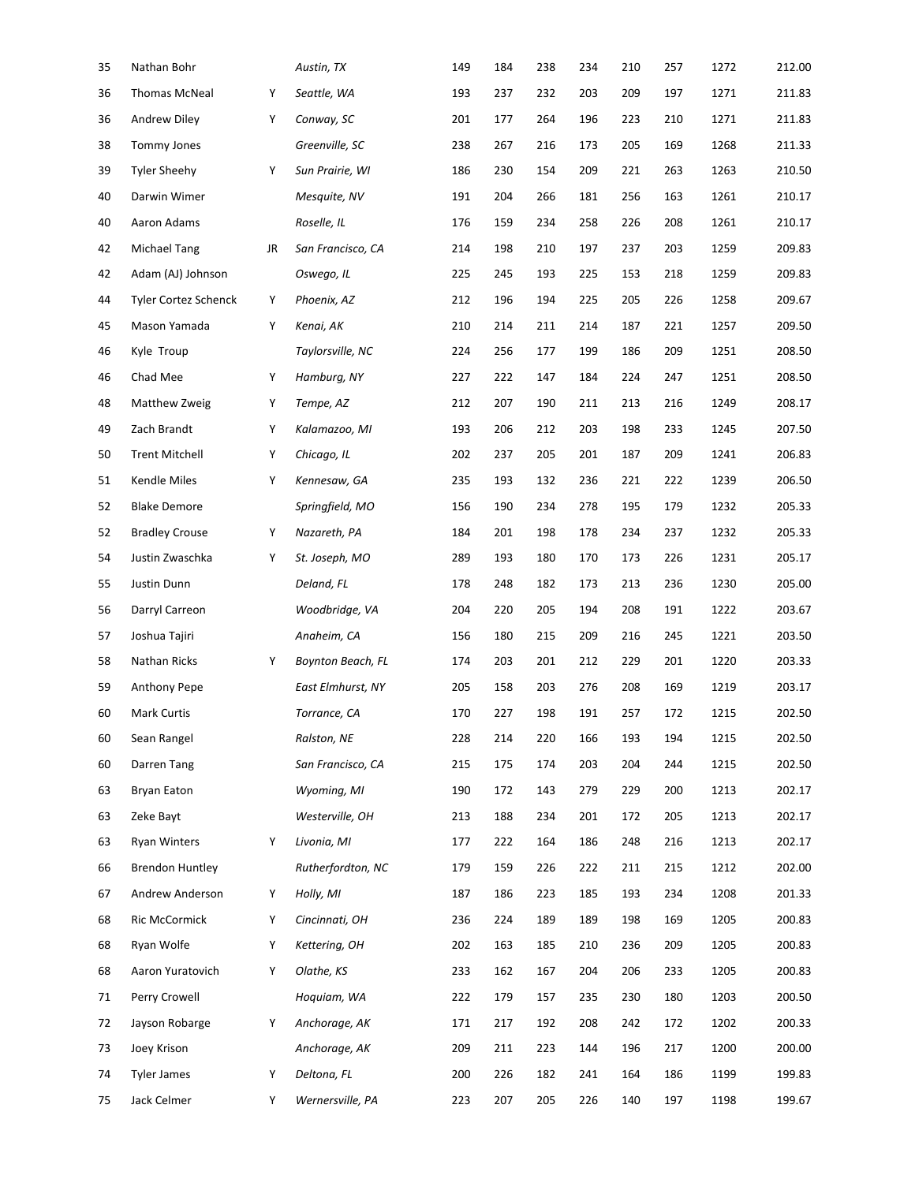| | | | | | | | | | | | |
|---|---|---|---|---|---|---|---|---|---|---|---|
| 35 | Nathan Bohr | | *Austin, TX* | 149 | 184 | 238 | 234 | 210 | 257 | 1272 | 212.00 |
| 36 | Thomas McNeal | Y | *Seattle, WA* | 193 | 237 | 232 | 203 | 209 | 197 | 1271 | 211.83 |
| 36 | Andrew Diley | Y | *Conway, SC* | 201 | 177 | 264 | 196 | 223 | 210 | 1271 | 211.83 |
| 38 | Tommy Jones | | *Greenville, SC* | 238 | 267 | 216 | 173 | 205 | 169 | 1268 | 211.33 |
| 39 | Tyler Sheehy | Y | *Sun Prairie, WI* | 186 | 230 | 154 | 209 | 221 | 263 | 1263 | 210.50 |
| 40 | Darwin Wimer | | *Mesquite, NV* | 191 | 204 | 266 | 181 | 256 | 163 | 1261 | 210.17 |
| 40 | Aaron Adams | | *Roselle, IL* | 176 | 159 | 234 | 258 | 226 | 208 | 1261 | 210.17 |
| 42 | Michael Tang | JR | *San Francisco, CA* | 214 | 198 | 210 | 197 | 237 | 203 | 1259 | 209.83 |
| 42 | Adam (AJ) Johnson | | *Oswego, IL* | 225 | 245 | 193 | 225 | 153 | 218 | 1259 | 209.83 |
| 44 | Tyler Cortez Schenck | Y | *Phoenix, AZ* | 212 | 196 | 194 | 225 | 205 | 226 | 1258 | 209.67 |
| 45 | Mason Yamada | Y | *Kenai, AK* | 210 | 214 | 211 | 214 | 187 | 221 | 1257 | 209.50 |
| 46 | Kyle Troup | | *Taylorsville, NC* | 224 | 256 | 177 | 199 | 186 | 209 | 1251 | 208.50 |
| 46 | Chad Mee | Y | *Hamburg, NY* | 227 | 222 | 147 | 184 | 224 | 247 | 1251 | 208.50 |
| 48 | Matthew Zweig | Y | *Tempe, AZ* | 212 | 207 | 190 | 211 | 213 | 216 | 1249 | 208.17 |
| 49 | Zach Brandt | Y | *Kalamazoo, MI* | 193 | 206 | 212 | 203 | 198 | 233 | 1245 | 207.50 |
| 50 | Trent Mitchell | Y | *Chicago, IL* | 202 | 237 | 205 | 201 | 187 | 209 | 1241 | 206.83 |
| 51 | Kendle Miles | Y | *Kennesaw, GA* | 235 | 193 | 132 | 236 | 221 | 222 | 1239 | 206.50 |
| 52 | Blake Demore | | *Springfield, MO* | 156 | 190 | 234 | 278 | 195 | 179 | 1232 | 205.33 |
| 52 | Bradley Crouse | Y | *Nazareth, PA* | 184 | 201 | 198 | 178 | 234 | 237 | 1232 | 205.33 |
| 54 | Justin Zwaschka | Y | *St. Joseph, MO* | 289 | 193 | 180 | 170 | 173 | 226 | 1231 | 205.17 |
| 55 | Justin Dunn | | *Deland, FL* | 178 | 248 | 182 | 173 | 213 | 236 | 1230 | 205.00 |
| 56 | Darryl Carreon | | *Woodbridge, VA* | 204 | 220 | 205 | 194 | 208 | 191 | 1222 | 203.67 |
| 57 | Joshua Tajiri | | *Anaheim, CA* | 156 | 180 | 215 | 209 | 216 | 245 | 1221 | 203.50 |
| 58 | Nathan Ricks | Y | *Boynton Beach, FL* | 174 | 203 | 201 | 212 | 229 | 201 | 1220 | 203.33 |
| 59 | Anthony Pepe | | *East Elmhurst, NY* | 205 | 158 | 203 | 276 | 208 | 169 | 1219 | 203.17 |
| 60 | Mark Curtis | | *Torrance, CA* | 170 | 227 | 198 | 191 | 257 | 172 | 1215 | 202.50 |
| 60 | Sean Rangel | | *Ralston, NE* | 228 | 214 | 220 | 166 | 193 | 194 | 1215 | 202.50 |
| 60 | Darren Tang | | *San Francisco, CA* | 215 | 175 | 174 | 203 | 204 | 244 | 1215 | 202.50 |
| 63 | Bryan Eaton | | *Wyoming, MI* | 190 | 172 | 143 | 279 | 229 | 200 | 1213 | 202.17 |
| 63 | Zeke Bayt | | *Westerville, OH* | 213 | 188 | 234 | 201 | 172 | 205 | 1213 | 202.17 |
| 63 | Ryan Winters | Y | *Livonia, MI* | 177 | 222 | 164 | 186 | 248 | 216 | 1213 | 202.17 |
| 66 | Brendon Huntley | | *Rutherfordton, NC* | 179 | 159 | 226 | 222 | 211 | 215 | 1212 | 202.00 |
| 67 | Andrew Anderson | Y | *Holly, MI* | 187 | 186 | 223 | 185 | 193 | 234 | 1208 | 201.33 |
| 68 | Ric McCormick | Y | *Cincinnati, OH* | 236 | 224 | 189 | 189 | 198 | 169 | 1205 | 200.83 |
| 68 | Ryan Wolfe | Y | *Kettering, OH* | 202 | 163 | 185 | 210 | 236 | 209 | 1205 | 200.83 |
| 68 | Aaron Yuratovich | Y | *Olathe, KS* | 233 | 162 | 167 | 204 | 206 | 233 | 1205 | 200.83 |
| 71 | Perry Crowell | | *Hoquiam, WA* | 222 | 179 | 157 | 235 | 230 | 180 | 1203 | 200.50 |
| 72 | Jayson Robarge | Y | *Anchorage, AK* | 171 | 217 | 192 | 208 | 242 | 172 | 1202 | 200.33 |
| 73 | Joey Krison | | *Anchorage, AK* | 209 | 211 | 223 | 144 | 196 | 217 | 1200 | 200.00 |
| 74 | Tyler James | Y | *Deltona, FL* | 200 | 226 | 182 | 241 | 164 | 186 | 1199 | 199.83 |
| 75 | Jack Celmer | Y | *Wernersville, PA* | 223 | 207 | 205 | 226 | 140 | 197 | 1198 | 199.67 |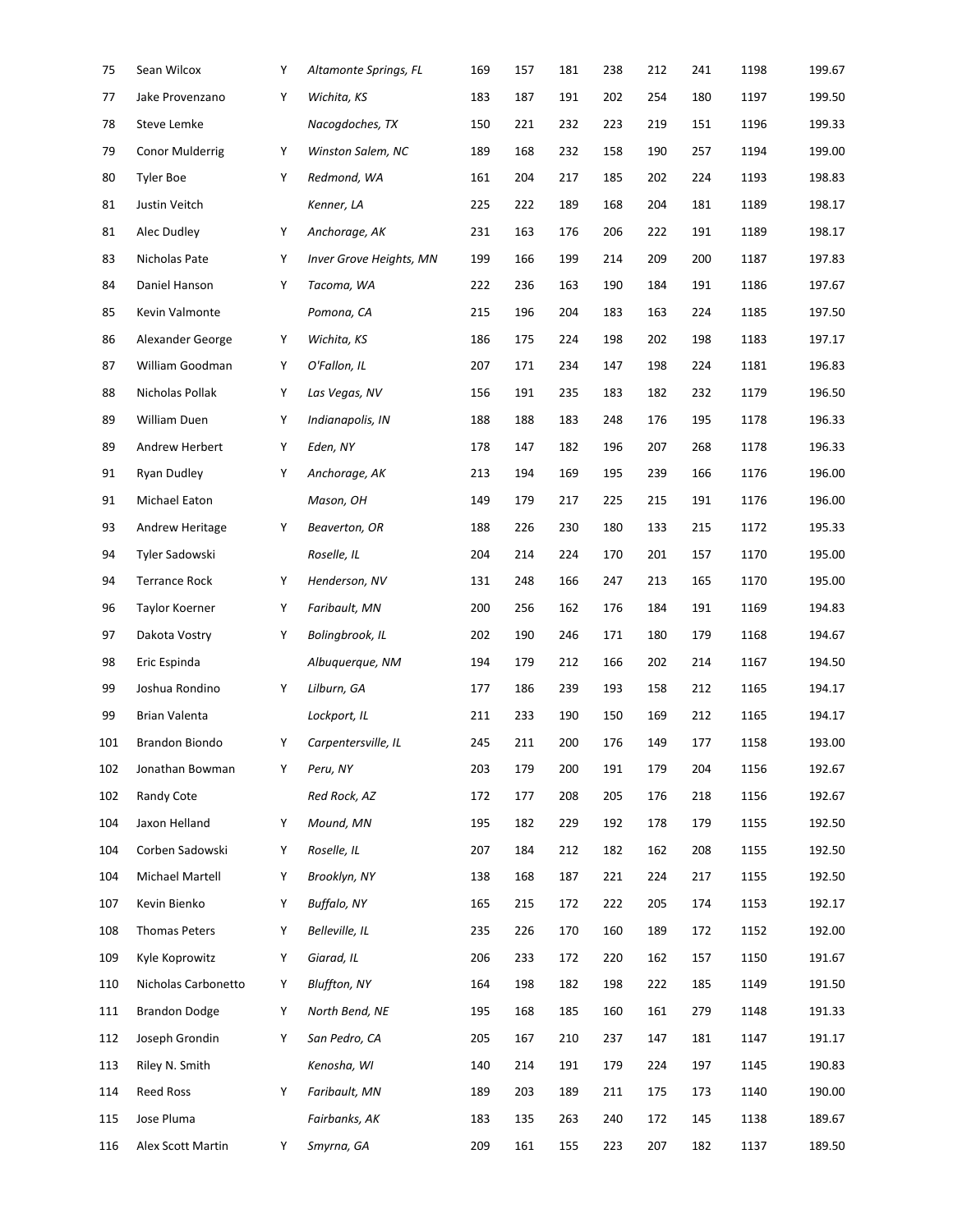| | | | | | | | | | | | |
|---|---|---|---|---|---|---|---|---|---|---|---|
| 75 | Sean Wilcox | Y | *Altamonte Springs, FL* | 169 | 157 | 181 | 238 | 212 | 241 | 1198 | 199.67 |
| 77 | Jake Provenzano | Y | *Wichita, KS* | 183 | 187 | 191 | 202 | 254 | 180 | 1197 | 199.50 |
| 78 | Steve Lemke | | *Nacogdoches, TX* | 150 | 221 | 232 | 223 | 219 | 151 | 1196 | 199.33 |
| 79 | Conor Mulderrig | Y | *Winston Salem, NC* | 189 | 168 | 232 | 158 | 190 | 257 | 1194 | 199.00 |
| 80 | Tyler Boe | Y | *Redmond, WA* | 161 | 204 | 217 | 185 | 202 | 224 | 1193 | 198.83 |
| 81 | Justin Veitch | | *Kenner, LA* | 225 | 222 | 189 | 168 | 204 | 181 | 1189 | 198.17 |
| 81 | Alec Dudley | Y | *Anchorage, AK* | 231 | 163 | 176 | 206 | 222 | 191 | 1189 | 198.17 |
| 83 | Nicholas Pate | Y | *Inver Grove Heights, MN* | 199 | 166 | 199 | 214 | 209 | 200 | 1187 | 197.83 |
| 84 | Daniel Hanson | Y | *Tacoma, WA* | 222 | 236 | 163 | 190 | 184 | 191 | 1186 | 197.67 |
| 85 | Kevin Valmonte | | *Pomona, CA* | 215 | 196 | 204 | 183 | 163 | 224 | 1185 | 197.50 |
| 86 | Alexander George | Y | *Wichita, KS* | 186 | 175 | 224 | 198 | 202 | 198 | 1183 | 197.17 |
| 87 | William Goodman | Y | *O'Fallon, IL* | 207 | 171 | 234 | 147 | 198 | 224 | 1181 | 196.83 |
| 88 | Nicholas Pollak | Y | *Las Vegas, NV* | 156 | 191 | 235 | 183 | 182 | 232 | 1179 | 196.50 |
| 89 | William Duen | Y | *Indianapolis, IN* | 188 | 188 | 183 | 248 | 176 | 195 | 1178 | 196.33 |
| 89 | Andrew Herbert | Y | *Eden, NY* | 178 | 147 | 182 | 196 | 207 | 268 | 1178 | 196.33 |
| 91 | Ryan Dudley | Y | *Anchorage, AK* | 213 | 194 | 169 | 195 | 239 | 166 | 1176 | 196.00 |
| 91 | Michael Eaton | | *Mason, OH* | 149 | 179 | 217 | 225 | 215 | 191 | 1176 | 196.00 |
| 93 | Andrew Heritage | Y | *Beaverton, OR* | 188 | 226 | 230 | 180 | 133 | 215 | 1172 | 195.33 |
| 94 | Tyler Sadowski | | *Roselle, IL* | 204 | 214 | 224 | 170 | 201 | 157 | 1170 | 195.00 |
| 94 | Terrance Rock | Y | *Henderson, NV* | 131 | 248 | 166 | 247 | 213 | 165 | 1170 | 195.00 |
| 96 | Taylor Koerner | Y | *Faribault, MN* | 200 | 256 | 162 | 176 | 184 | 191 | 1169 | 194.83 |
| 97 | Dakota Vostry | Y | *Bolingbrook, IL* | 202 | 190 | 246 | 171 | 180 | 179 | 1168 | 194.67 |
| 98 | Eric Espinda | | *Albuquerque, NM* | 194 | 179 | 212 | 166 | 202 | 214 | 1167 | 194.50 |
| 99 | Joshua Rondino | Y | *Lilburn, GA* | 177 | 186 | 239 | 193 | 158 | 212 | 1165 | 194.17 |
| 99 | Brian Valenta | | *Lockport, IL* | 211 | 233 | 190 | 150 | 169 | 212 | 1165 | 194.17 |
| 101 | Brandon Biondo | Y | *Carpentersville, IL* | 245 | 211 | 200 | 176 | 149 | 177 | 1158 | 193.00 |
| 102 | Jonathan Bowman | Y | *Peru, NY* | 203 | 179 | 200 | 191 | 179 | 204 | 1156 | 192.67 |
| 102 | Randy Cote | | *Red Rock, AZ* | 172 | 177 | 208 | 205 | 176 | 218 | 1156 | 192.67 |
| 104 | Jaxon Helland | Y | *Mound, MN* | 195 | 182 | 229 | 192 | 178 | 179 | 1155 | 192.50 |
| 104 | Corben Sadowski | Y | *Roselle, IL* | 207 | 184 | 212 | 182 | 162 | 208 | 1155 | 192.50 |
| 104 | Michael Martell | Y | *Brooklyn, NY* | 138 | 168 | 187 | 221 | 224 | 217 | 1155 | 192.50 |
| 107 | Kevin Bienko | Y | *Buffalo, NY* | 165 | 215 | 172 | 222 | 205 | 174 | 1153 | 192.17 |
| 108 | Thomas Peters | Y | *Belleville, IL* | 235 | 226 | 170 | 160 | 189 | 172 | 1152 | 192.00 |
| 109 | Kyle Koprowitz | Y | *Giarad, IL* | 206 | 233 | 172 | 220 | 162 | 157 | 1150 | 191.67 |
| 110 | Nicholas Carbonetto | Y | *Bluffton, NY* | 164 | 198 | 182 | 198 | 222 | 185 | 1149 | 191.50 |
| 111 | Brandon Dodge | Y | *North Bend, NE* | 195 | 168 | 185 | 160 | 161 | 279 | 1148 | 191.33 |
| 112 | Joseph Grondin | Y | *San Pedro, CA* | 205 | 167 | 210 | 237 | 147 | 181 | 1147 | 191.17 |
| 113 | Riley N. Smith | | *Kenosha, WI* | 140 | 214 | 191 | 179 | 224 | 197 | 1145 | 190.83 |
| 114 | Reed Ross | Y | *Faribault, MN* | 189 | 203 | 189 | 211 | 175 | 173 | 1140 | 190.00 |
| 115 | Jose Pluma | | *Fairbanks, AK* | 183 | 135 | 263 | 240 | 172 | 145 | 1138 | 189.67 |
| 116 | Alex Scott Martin | Y | *Smyrna, GA* | 209 | 161 | 155 | 223 | 207 | 182 | 1137 | 189.50 |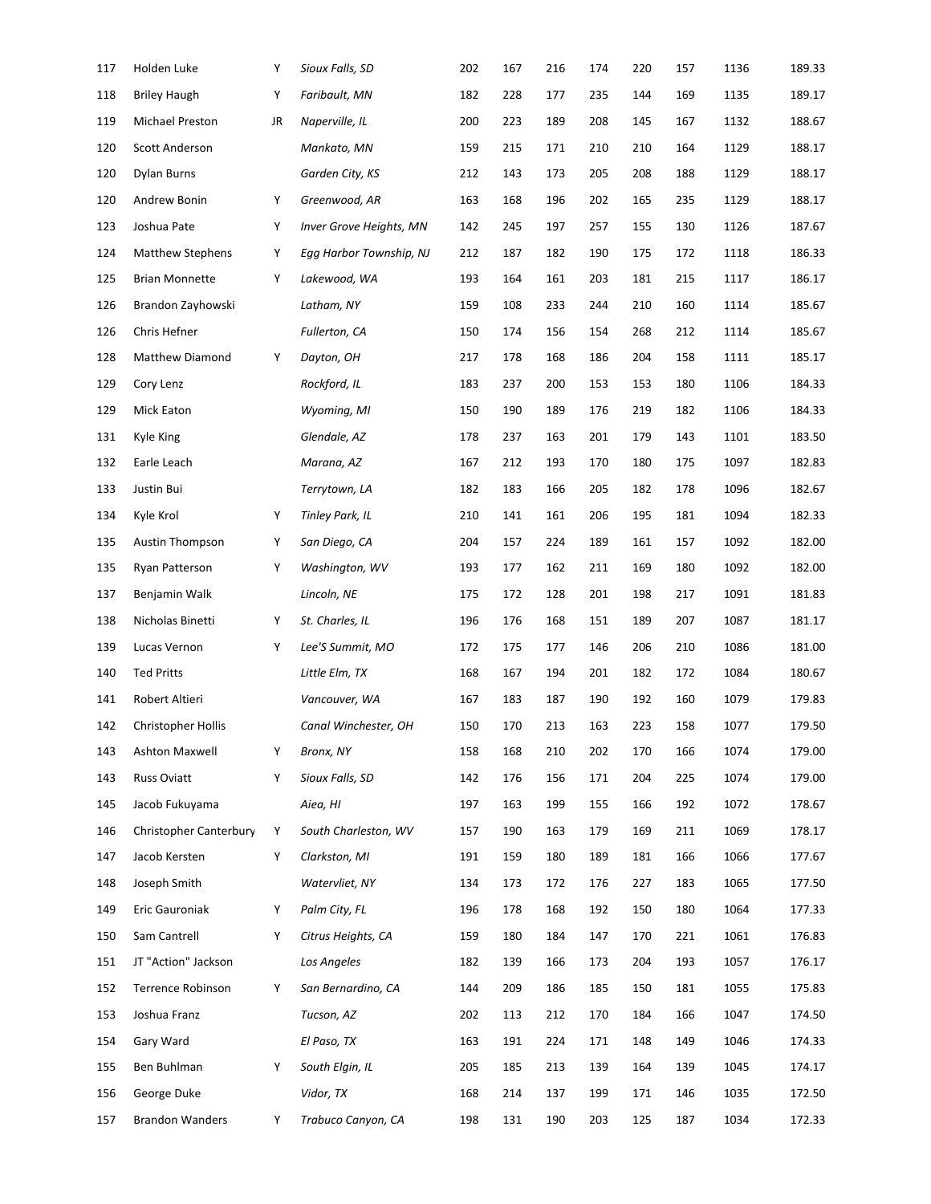| | | | | | | | | | | | |
|---|---|---|---|---|---|---|---|---|---|---|---|
| 117 | Holden Luke | Y | *Sioux Falls, SD* | 202 | 167 | 216 | 174 | 220 | 157 | 1136 | 189.33 |
| 118 | Briley Haugh | Y | *Faribault, MN* | 182 | 228 | 177 | 235 | 144 | 169 | 1135 | 189.17 |
| 119 | Michael Preston | JR | *Naperville, IL* | 200 | 223 | 189 | 208 | 145 | 167 | 1132 | 188.67 |
| 120 | Scott Anderson | | *Mankato, MN* | 159 | 215 | 171 | 210 | 210 | 164 | 1129 | 188.17 |
| 120 | Dylan Burns | | *Garden City, KS* | 212 | 143 | 173 | 205 | 208 | 188 | 1129 | 188.17 |
| 120 | Andrew Bonin | Y | *Greenwood, AR* | 163 | 168 | 196 | 202 | 165 | 235 | 1129 | 188.17 |
| 123 | Joshua Pate | Y | *Inver Grove Heights, MN* | 142 | 245 | 197 | 257 | 155 | 130 | 1126 | 187.67 |
| 124 | Matthew Stephens | Y | *Egg Harbor Township, NJ* | 212 | 187 | 182 | 190 | 175 | 172 | 1118 | 186.33 |
| 125 | Brian Monnette | Y | *Lakewood, WA* | 193 | 164 | 161 | 203 | 181 | 215 | 1117 | 186.17 |
| 126 | Brandon Zayhowski | | *Latham, NY* | 159 | 108 | 233 | 244 | 210 | 160 | 1114 | 185.67 |
| 126 | Chris Hefner | | *Fullerton, CA* | 150 | 174 | 156 | 154 | 268 | 212 | 1114 | 185.67 |
| 128 | Matthew Diamond | Y | *Dayton, OH* | 217 | 178 | 168 | 186 | 204 | 158 | 1111 | 185.17 |
| 129 | Cory Lenz | | *Rockford, IL* | 183 | 237 | 200 | 153 | 153 | 180 | 1106 | 184.33 |
| 129 | Mick Eaton | | *Wyoming, MI* | 150 | 190 | 189 | 176 | 219 | 182 | 1106 | 184.33 |
| 131 | Kyle King | | *Glendale, AZ* | 178 | 237 | 163 | 201 | 179 | 143 | 1101 | 183.50 |
| 132 | Earle Leach | | *Marana, AZ* | 167 | 212 | 193 | 170 | 180 | 175 | 1097 | 182.83 |
| 133 | Justin Bui | | *Terrytown, LA* | 182 | 183 | 166 | 205 | 182 | 178 | 1096 | 182.67 |
| 134 | Kyle Krol | Y | *Tinley Park, IL* | 210 | 141 | 161 | 206 | 195 | 181 | 1094 | 182.33 |
| 135 | Austin Thompson | Y | *San Diego, CA* | 204 | 157 | 224 | 189 | 161 | 157 | 1092 | 182.00 |
| 135 | Ryan Patterson | Y | *Washington, WV* | 193 | 177 | 162 | 211 | 169 | 180 | 1092 | 182.00 |
| 137 | Benjamin Walk | | *Lincoln, NE* | 175 | 172 | 128 | 201 | 198 | 217 | 1091 | 181.83 |
| 138 | Nicholas Binetti | Y | *St. Charles, IL* | 196 | 176 | 168 | 151 | 189 | 207 | 1087 | 181.17 |
| 139 | Lucas Vernon | Y | *Lee'S Summit, MO* | 172 | 175 | 177 | 146 | 206 | 210 | 1086 | 181.00 |
| 140 | Ted Pritts | | *Little Elm, TX* | 168 | 167 | 194 | 201 | 182 | 172 | 1084 | 180.67 |
| 141 | Robert Altieri | | *Vancouver, WA* | 167 | 183 | 187 | 190 | 192 | 160 | 1079 | 179.83 |
| 142 | Christopher Hollis | | *Canal Winchester, OH* | 150 | 170 | 213 | 163 | 223 | 158 | 1077 | 179.50 |
| 143 | Ashton Maxwell | Y | *Bronx, NY* | 158 | 168 | 210 | 202 | 170 | 166 | 1074 | 179.00 |
| 143 | Russ Oviatt | Y | *Sioux Falls, SD* | 142 | 176 | 156 | 171 | 204 | 225 | 1074 | 179.00 |
| 145 | Jacob Fukuyama | | *Aiea, HI* | 197 | 163 | 199 | 155 | 166 | 192 | 1072 | 178.67 |
| 146 | Christopher Canterbury | Y | *South Charleston, WV* | 157 | 190 | 163 | 179 | 169 | 211 | 1069 | 178.17 |
| 147 | Jacob Kersten | Y | *Clarkston, MI* | 191 | 159 | 180 | 189 | 181 | 166 | 1066 | 177.67 |
| 148 | Joseph Smith | | *Watervliet, NY* | 134 | 173 | 172 | 176 | 227 | 183 | 1065 | 177.50 |
| 149 | Eric Gauroniak | Y | *Palm City, FL* | 196 | 178 | 168 | 192 | 150 | 180 | 1064 | 177.33 |
| 150 | Sam Cantrell | Y | *Citrus Heights, CA* | 159 | 180 | 184 | 147 | 170 | 221 | 1061 | 176.83 |
| 151 | JT "Action" Jackson | | *Los Angeles* | 182 | 139 | 166 | 173 | 204 | 193 | 1057 | 176.17 |
| 152 | Terrence Robinson | Y | *San Bernardino, CA* | 144 | 209 | 186 | 185 | 150 | 181 | 1055 | 175.83 |
| 153 | Joshua Franz | | *Tucson, AZ* | 202 | 113 | 212 | 170 | 184 | 166 | 1047 | 174.50 |
| 154 | Gary Ward | | *El Paso, TX* | 163 | 191 | 224 | 171 | 148 | 149 | 1046 | 174.33 |
| 155 | Ben Buhlman | Y | *South Elgin, IL* | 205 | 185 | 213 | 139 | 164 | 139 | 1045 | 174.17 |
| 156 | George Duke | | *Vidor, TX* | 168 | 214 | 137 | 199 | 171 | 146 | 1035 | 172.50 |
| 157 | Brandon Wanders | Y | *Trabuco Canyon, CA* | 198 | 131 | 190 | 203 | 125 | 187 | 1034 | 172.33 |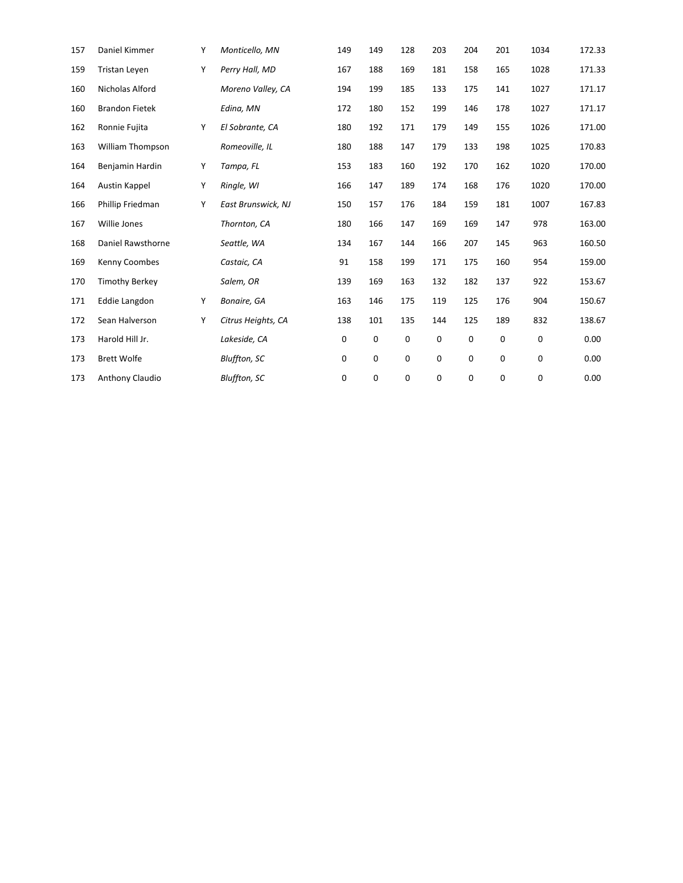| | | | | | | | | | | | |
|---|---|---|---|---|---|---|---|---|---|---|---|
| 157 | Daniel Kimmer | Y | *Monticello, MN* | 149 | 149 | 128 | 203 | 204 | 201 | 1034 | 172.33 |
| 159 | Tristan Leyen | Y | *Perry Hall, MD* | 167 | 188 | 169 | 181 | 158 | 165 | 1028 | 171.33 |
| 160 | Nicholas Alford | | *Moreno Valley, CA* | 194 | 199 | 185 | 133 | 175 | 141 | 1027 | 171.17 |
| 160 | Brandon Fietek | | *Edina, MN* | 172 | 180 | 152 | 199 | 146 | 178 | 1027 | 171.17 |
| 162 | Ronnie Fujita | Y | *El Sobrante, CA* | 180 | 192 | 171 | 179 | 149 | 155 | 1026 | 171.00 |
| 163 | William Thompson | | *Romeoville, IL* | 180 | 188 | 147 | 179 | 133 | 198 | 1025 | 170.83 |
| 164 | Benjamin Hardin | Y | *Tampa, FL* | 153 | 183 | 160 | 192 | 170 | 162 | 1020 | 170.00 |
| 164 | Austin Kappel | Y | *Ringle, WI* | 166 | 147 | 189 | 174 | 168 | 176 | 1020 | 170.00 |
| 166 | Phillip Friedman | Y | *East Brunswick, NJ* | 150 | 157 | 176 | 184 | 159 | 181 | 1007 | 167.83 |
| 167 | Willie Jones | | *Thornton, CA* | 180 | 166 | 147 | 169 | 169 | 147 | 978 | 163.00 |
| 168 | Daniel Rawsthorne | | *Seattle, WA* | 134 | 167 | 144 | 166 | 207 | 145 | 963 | 160.50 |
| 169 | Kenny Coombes | | *Castaic, CA* | 91 | 158 | 199 | 171 | 175 | 160 | 954 | 159.00 |
| 170 | Timothy Berkey | | *Salem, OR* | 139 | 169 | 163 | 132 | 182 | 137 | 922 | 153.67 |
| 171 | Eddie Langdon | Y | *Bonaire, GA* | 163 | 146 | 175 | 119 | 125 | 176 | 904 | 150.67 |
| 172 | Sean Halverson | Y | *Citrus Heights, CA* | 138 | 101 | 135 | 144 | 125 | 189 | 832 | 138.67 |
| 173 | Harold Hill Jr. | | *Lakeside, CA* | 0 | 0 | 0 | 0 | 0 | 0 | 0 | 0.00 |
| 173 | Brett Wolfe | | *Bluffton, SC* | 0 | 0 | 0 | 0 | 0 | 0 | 0 | 0.00 |
| 173 | Anthony Claudio | | *Bluffton, SC* | 0 | 0 | 0 | 0 | 0 | 0 | 0 | 0.00 |